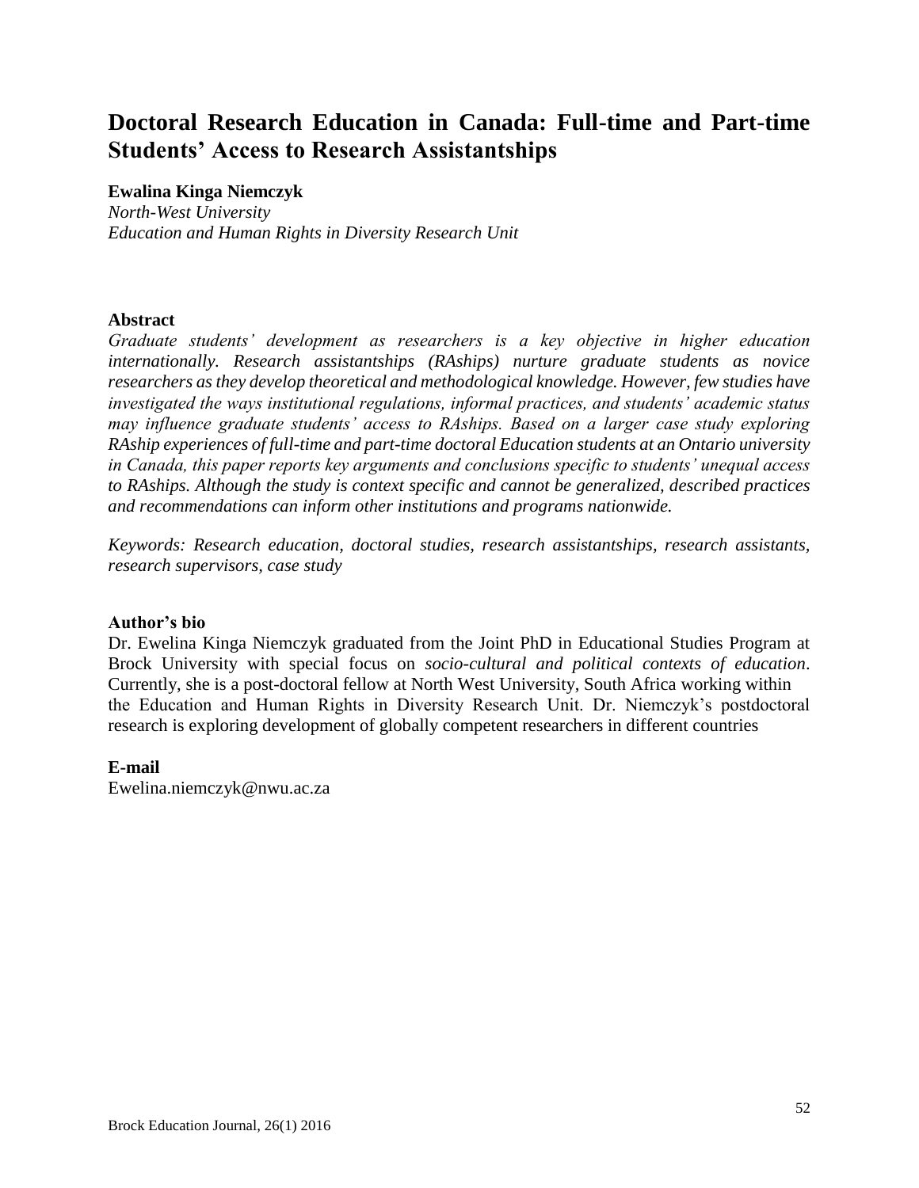# Doctoral Research Education in Canada: Full-time and Part-time Students' Access to Research Assistantships

**Ewalina Kinga Niemczyk**
*North-West University*
*Education and Human Rights in Diversity Research Unit*

## Abstract

*Graduate students' development as researchers is a key objective in higher education internationally. Research assistantships (RAships) nurture graduate students as novice researchers as they develop theoretical and methodological knowledge. However, few studies have investigated the ways institutional regulations, informal practices, and students' academic status may influence graduate students' access to RAships. Based on a larger case study exploring RAship experiences of full-time and part-time doctoral Education students at an Ontario university in Canada, this paper reports key arguments and conclusions specific to students' unequal access to RAships. Although the study is context specific and cannot be generalized, described practices and recommendations can inform other institutions and programs nationwide.*

*Keywords: Research education, doctoral studies, research assistantships, research assistants, research supervisors, case study*

## Author's bio

Dr. Ewelina Kinga Niemczyk graduated from the Joint PhD in Educational Studies Program at Brock University with special focus on *socio-cultural and political contexts of education*. Currently, she is a post-doctoral fellow at North West University, South Africa working within the Education and Human Rights in Diversity Research Unit. Dr. Niemczyk's postdoctoral research is exploring development of globally competent researchers in different countries

## E-mail

Ewelina.niemczyk@nwu.ac.za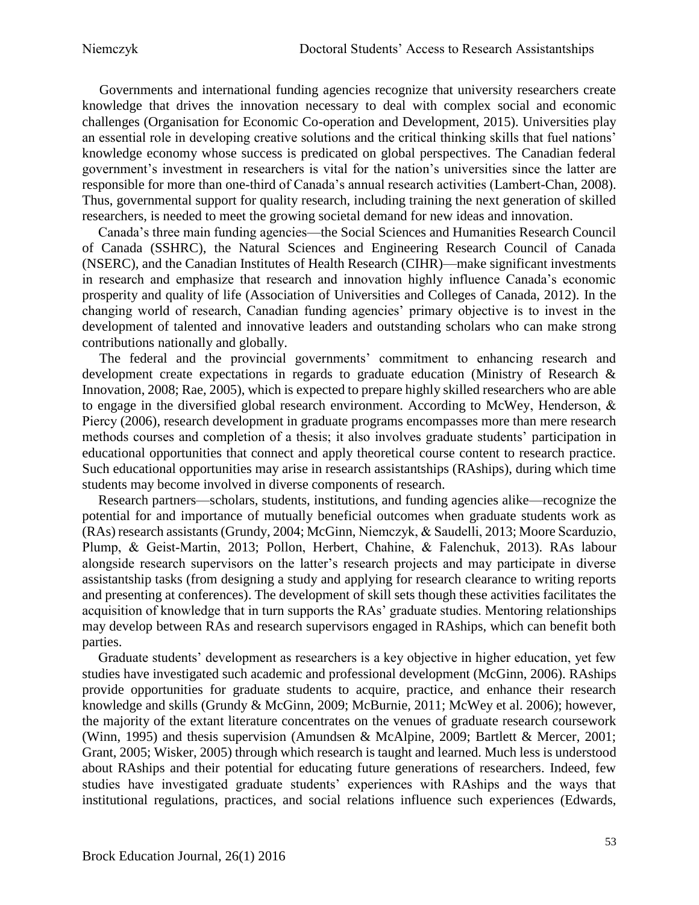Governments and international funding agencies recognize that university researchers create knowledge that drives the innovation necessary to deal with complex social and economic challenges (Organisation for Economic Co-operation and Development, 2015). Universities play an essential role in developing creative solutions and the critical thinking skills that fuel nations' knowledge economy whose success is predicated on global perspectives. The Canadian federal government's investment in researchers is vital for the nation's universities since the latter are responsible for more than one-third of Canada's annual research activities (Lambert-Chan, 2008). Thus, governmental support for quality research, including training the next generation of skilled researchers, is needed to meet the growing societal demand for new ideas and innovation.

Canada's three main funding agencies—the Social Sciences and Humanities Research Council of Canada (SSHRC), the Natural Sciences and Engineering Research Council of Canada (NSERC), and the Canadian Institutes of Health Research (CIHR)—make significant investments in research and emphasize that research and innovation highly influence Canada's economic prosperity and quality of life (Association of Universities and Colleges of Canada, 2012). In the changing world of research, Canadian funding agencies' primary objective is to invest in the development of talented and innovative leaders and outstanding scholars who can make strong contributions nationally and globally.

The federal and the provincial governments' commitment to enhancing research and development create expectations in regards to graduate education (Ministry of Research & Innovation, 2008; Rae, 2005), which is expected to prepare highly skilled researchers who are able to engage in the diversified global research environment. According to McWey, Henderson, & Piercy (2006), research development in graduate programs encompasses more than mere research methods courses and completion of a thesis; it also involves graduate students' participation in educational opportunities that connect and apply theoretical course content to research practice. Such educational opportunities may arise in research assistantships (RAships), during which time students may become involved in diverse components of research.

Research partners—scholars, students, institutions, and funding agencies alike—recognize the potential for and importance of mutually beneficial outcomes when graduate students work as (RAs) research assistants (Grundy, 2004; McGinn, Niemczyk, & Saudelli, 2013; Moore Scarduzio, Plump, & Geist-Martin, 2013; Pollon, Herbert, Chahine, & Falenchuk, 2013). RAs labour alongside research supervisors on the latter's research projects and may participate in diverse assistantship tasks (from designing a study and applying for research clearance to writing reports and presenting at conferences). The development of skill sets though these activities facilitates the acquisition of knowledge that in turn supports the RAs' graduate studies. Mentoring relationships may develop between RAs and research supervisors engaged in RAships, which can benefit both parties.

Graduate students' development as researchers is a key objective in higher education, yet few studies have investigated such academic and professional development (McGinn, 2006). RAships provide opportunities for graduate students to acquire, practice, and enhance their research knowledge and skills (Grundy & McGinn, 2009; McBurnie, 2011; McWey et al. 2006); however, the majority of the extant literature concentrates on the venues of graduate research coursework (Winn, 1995) and thesis supervision (Amundsen & McAlpine, 2009; Bartlett & Mercer, 2001; Grant, 2005; Wisker, 2005) through which research is taught and learned. Much less is understood about RAships and their potential for educating future generations of researchers. Indeed, few studies have investigated graduate students' experiences with RAships and the ways that institutional regulations, practices, and social relations influence such experiences (Edwards,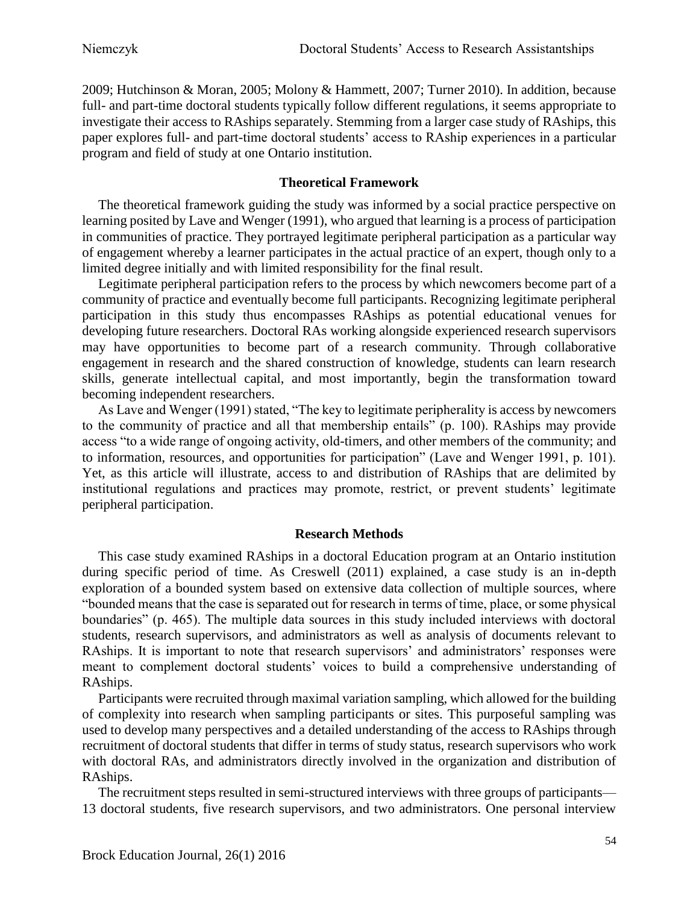2009; Hutchinson & Moran, 2005; Molony & Hammett, 2007; Turner 2010). In addition, because full- and part-time doctoral students typically follow different regulations, it seems appropriate to investigate their access to RAships separately. Stemming from a larger case study of RAships, this paper explores full- and part-time doctoral students' access to RAship experiences in a particular program and field of study at one Ontario institution.

## Theoretical Framework

The theoretical framework guiding the study was informed by a social practice perspective on learning posited by Lave and Wenger (1991), who argued that learning is a process of participation in communities of practice. They portrayed legitimate peripheral participation as a particular way of engagement whereby a learner participates in the actual practice of an expert, though only to a limited degree initially and with limited responsibility for the final result.

Legitimate peripheral participation refers to the process by which newcomers become part of a community of practice and eventually become full participants. Recognizing legitimate peripheral participation in this study thus encompasses RAships as potential educational venues for developing future researchers. Doctoral RAs working alongside experienced research supervisors may have opportunities to become part of a research community. Through collaborative engagement in research and the shared construction of knowledge, students can learn research skills, generate intellectual capital, and most importantly, begin the transformation toward becoming independent researchers.

As Lave and Wenger (1991) stated, "The key to legitimate peripherality is access by newcomers to the community of practice and all that membership entails" (p. 100). RAships may provide access "to a wide range of ongoing activity, old-timers, and other members of the community; and to information, resources, and opportunities for participation" (Lave and Wenger 1991, p. 101). Yet, as this article will illustrate, access to and distribution of RAships that are delimited by institutional regulations and practices may promote, restrict, or prevent students' legitimate peripheral participation.

## Research Methods

This case study examined RAships in a doctoral Education program at an Ontario institution during specific period of time. As Creswell (2011) explained, a case study is an in-depth exploration of a bounded system based on extensive data collection of multiple sources, where "bounded means that the case is separated out for research in terms of time, place, or some physical boundaries" (p. 465). The multiple data sources in this study included interviews with doctoral students, research supervisors, and administrators as well as analysis of documents relevant to RAships. It is important to note that research supervisors' and administrators' responses were meant to complement doctoral students' voices to build a comprehensive understanding of RAships.

Participants were recruited through maximal variation sampling, which allowed for the building of complexity into research when sampling participants or sites. This purposeful sampling was used to develop many perspectives and a detailed understanding of the access to RAships through recruitment of doctoral students that differ in terms of study status, research supervisors who work with doctoral RAs, and administrators directly involved in the organization and distribution of RAships.

The recruitment steps resulted in semi-structured interviews with three groups of participants—13 doctoral students, five research supervisors, and two administrators. One personal interview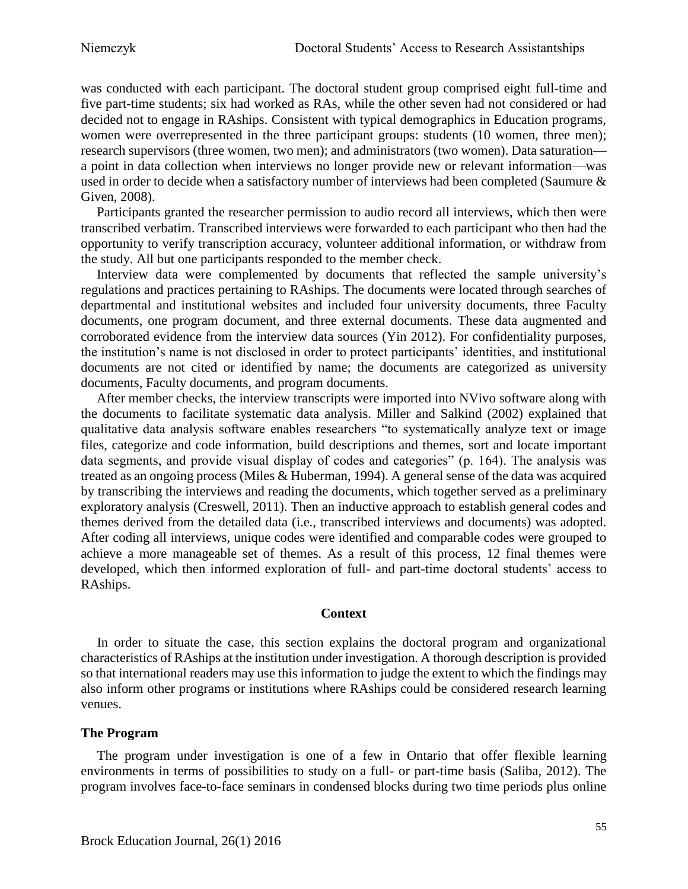was conducted with each participant. The doctoral student group comprised eight full-time and five part-time students; six had worked as RAs, while the other seven had not considered or had decided not to engage in RAships. Consistent with typical demographics in Education programs, women were overrepresented in the three participant groups: students (10 women, three men); research supervisors (three women, two men); and administrators (two women). Data saturation—a point in data collection when interviews no longer provide new or relevant information—was used in order to decide when a satisfactory number of interviews had been completed (Saumure & Given, 2008).

Participants granted the researcher permission to audio record all interviews, which then were transcribed verbatim. Transcribed interviews were forwarded to each participant who then had the opportunity to verify transcription accuracy, volunteer additional information, or withdraw from the study. All but one participants responded to the member check.

Interview data were complemented by documents that reflected the sample university's regulations and practices pertaining to RAships. The documents were located through searches of departmental and institutional websites and included four university documents, three Faculty documents, one program document, and three external documents. These data augmented and corroborated evidence from the interview data sources (Yin 2012). For confidentiality purposes, the institution's name is not disclosed in order to protect participants' identities, and institutional documents are not cited or identified by name; the documents are categorized as university documents, Faculty documents, and program documents.

After member checks, the interview transcripts were imported into NVivo software along with the documents to facilitate systematic data analysis. Miller and Salkind (2002) explained that qualitative data analysis software enables researchers "to systematically analyze text or image files, categorize and code information, build descriptions and themes, sort and locate important data segments, and provide visual display of codes and categories" (p. 164). The analysis was treated as an ongoing process (Miles & Huberman, 1994). A general sense of the data was acquired by transcribing the interviews and reading the documents, which together served as a preliminary exploratory analysis (Creswell, 2011). Then an inductive approach to establish general codes and themes derived from the detailed data (i.e., transcribed interviews and documents) was adopted. After coding all interviews, unique codes were identified and comparable codes were grouped to achieve a more manageable set of themes. As a result of this process, 12 final themes were developed, which then informed exploration of full- and part-time doctoral students' access to RAships.

## Context

In order to situate the case, this section explains the doctoral program and organizational characteristics of RAships at the institution under investigation. A thorough description is provided so that international readers may use this information to judge the extent to which the findings may also inform other programs or institutions where RAships could be considered research learning venues.

### The Program

The program under investigation is one of a few in Ontario that offer flexible learning environments in terms of possibilities to study on a full- or part-time basis (Saliba, 2012). The program involves face-to-face seminars in condensed blocks during two time periods plus online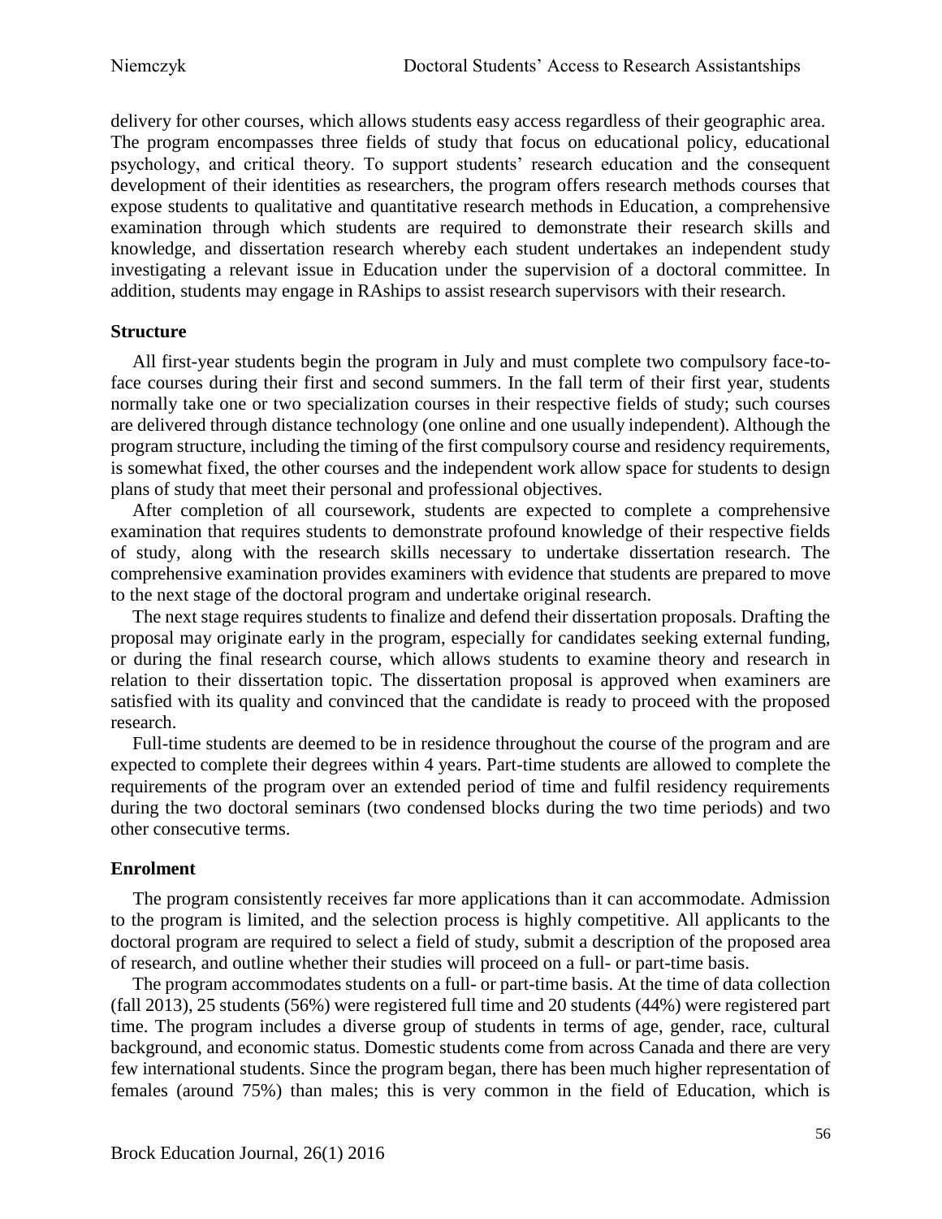delivery for other courses, which allows students easy access regardless of their geographic area. The program encompasses three fields of study that focus on educational policy, educational psychology, and critical theory. To support students' research education and the consequent development of their identities as researchers, the program offers research methods courses that expose students to qualitative and quantitative research methods in Education, a comprehensive examination through which students are required to demonstrate their research skills and knowledge, and dissertation research whereby each student undertakes an independent study investigating a relevant issue in Education under the supervision of a doctoral committee. In addition, students may engage in RAships to assist research supervisors with their research.

### Structure

All first-year students begin the program in July and must complete two compulsory face-to-face courses during their first and second summers. In the fall term of their first year, students normally take one or two specialization courses in their respective fields of study; such courses are delivered through distance technology (one online and one usually independent). Although the program structure, including the timing of the first compulsory course and residency requirements, is somewhat fixed, the other courses and the independent work allow space for students to design plans of study that meet their personal and professional objectives.

After completion of all coursework, students are expected to complete a comprehensive examination that requires students to demonstrate profound knowledge of their respective fields of study, along with the research skills necessary to undertake dissertation research. The comprehensive examination provides examiners with evidence that students are prepared to move to the next stage of the doctoral program and undertake original research.

The next stage requires students to finalize and defend their dissertation proposals. Drafting the proposal may originate early in the program, especially for candidates seeking external funding, or during the final research course, which allows students to examine theory and research in relation to their dissertation topic. The dissertation proposal is approved when examiners are satisfied with its quality and convinced that the candidate is ready to proceed with the proposed research.

Full-time students are deemed to be in residence throughout the course of the program and are expected to complete their degrees within 4 years. Part-time students are allowed to complete the requirements of the program over an extended period of time and fulfil residency requirements during the two doctoral seminars (two condensed blocks during the two time periods) and two other consecutive terms.

### Enrolment

The program consistently receives far more applications than it can accommodate. Admission to the program is limited, and the selection process is highly competitive. All applicants to the doctoral program are required to select a field of study, submit a description of the proposed area of research, and outline whether their studies will proceed on a full- or part-time basis.

The program accommodates students on a full- or part-time basis. At the time of data collection (fall 2013), 25 students (56%) were registered full time and 20 students (44%) were registered part time. The program includes a diverse group of students in terms of age, gender, race, cultural background, and economic status. Domestic students come from across Canada and there are very few international students. Since the program began, there has been much higher representation of females (around 75%) than males; this is very common in the field of Education, which is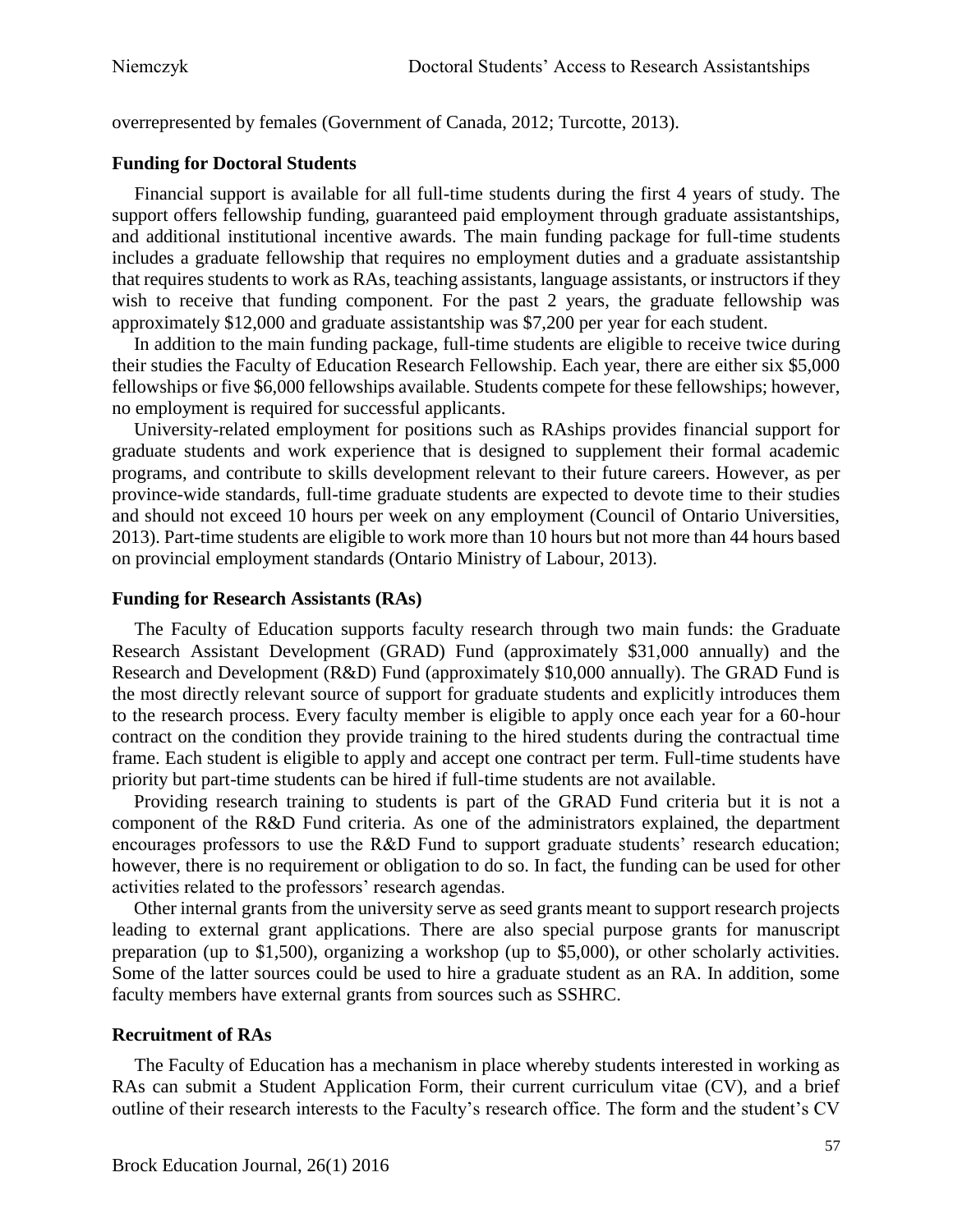overrepresented by females (Government of Canada, 2012; Turcotte, 2013).

### Funding for Doctoral Students

Financial support is available for all full-time students during the first 4 years of study. The support offers fellowship funding, guaranteed paid employment through graduate assistantships, and additional institutional incentive awards. The main funding package for full-time students includes a graduate fellowship that requires no employment duties and a graduate assistantship that requires students to work as RAs, teaching assistants, language assistants, or instructors if they wish to receive that funding component. For the past 2 years, the graduate fellowship was approximately $12,000 and graduate assistantship was $7,200 per year for each student.

In addition to the main funding package, full-time students are eligible to receive twice during their studies the Faculty of Education Research Fellowship. Each year, there are either six $5,000 fellowships or five $6,000 fellowships available. Students compete for these fellowships; however, no employment is required for successful applicants.

University-related employment for positions such as RAships provides financial support for graduate students and work experience that is designed to supplement their formal academic programs, and contribute to skills development relevant to their future careers. However, as per province-wide standards, full-time graduate students are expected to devote time to their studies and should not exceed 10 hours per week on any employment (Council of Ontario Universities, 2013). Part-time students are eligible to work more than 10 hours but not more than 44 hours based on provincial employment standards (Ontario Ministry of Labour, 2013).

### Funding for Research Assistants (RAs)

The Faculty of Education supports faculty research through two main funds: the Graduate Research Assistant Development (GRAD) Fund (approximately $31,000 annually) and the Research and Development (R&D) Fund (approximately $10,000 annually). The GRAD Fund is the most directly relevant source of support for graduate students and explicitly introduces them to the research process. Every faculty member is eligible to apply once each year for a 60-hour contract on the condition they provide training to the hired students during the contractual time frame. Each student is eligible to apply and accept one contract per term. Full-time students have priority but part-time students can be hired if full-time students are not available.

Providing research training to students is part of the GRAD Fund criteria but it is not a component of the R&D Fund criteria. As one of the administrators explained, the department encourages professors to use the R&D Fund to support graduate students' research education; however, there is no requirement or obligation to do so. In fact, the funding can be used for other activities related to the professors' research agendas.

Other internal grants from the university serve as seed grants meant to support research projects leading to external grant applications. There are also special purpose grants for manuscript preparation (up to $1,500), organizing a workshop (up to $5,000), or other scholarly activities. Some of the latter sources could be used to hire a graduate student as an RA. In addition, some faculty members have external grants from sources such as SSHRC.

### Recruitment of RAs

The Faculty of Education has a mechanism in place whereby students interested in working as RAs can submit a Student Application Form, their current curriculum vitae (CV), and a brief outline of their research interests to the Faculty's research office. The form and the student's CV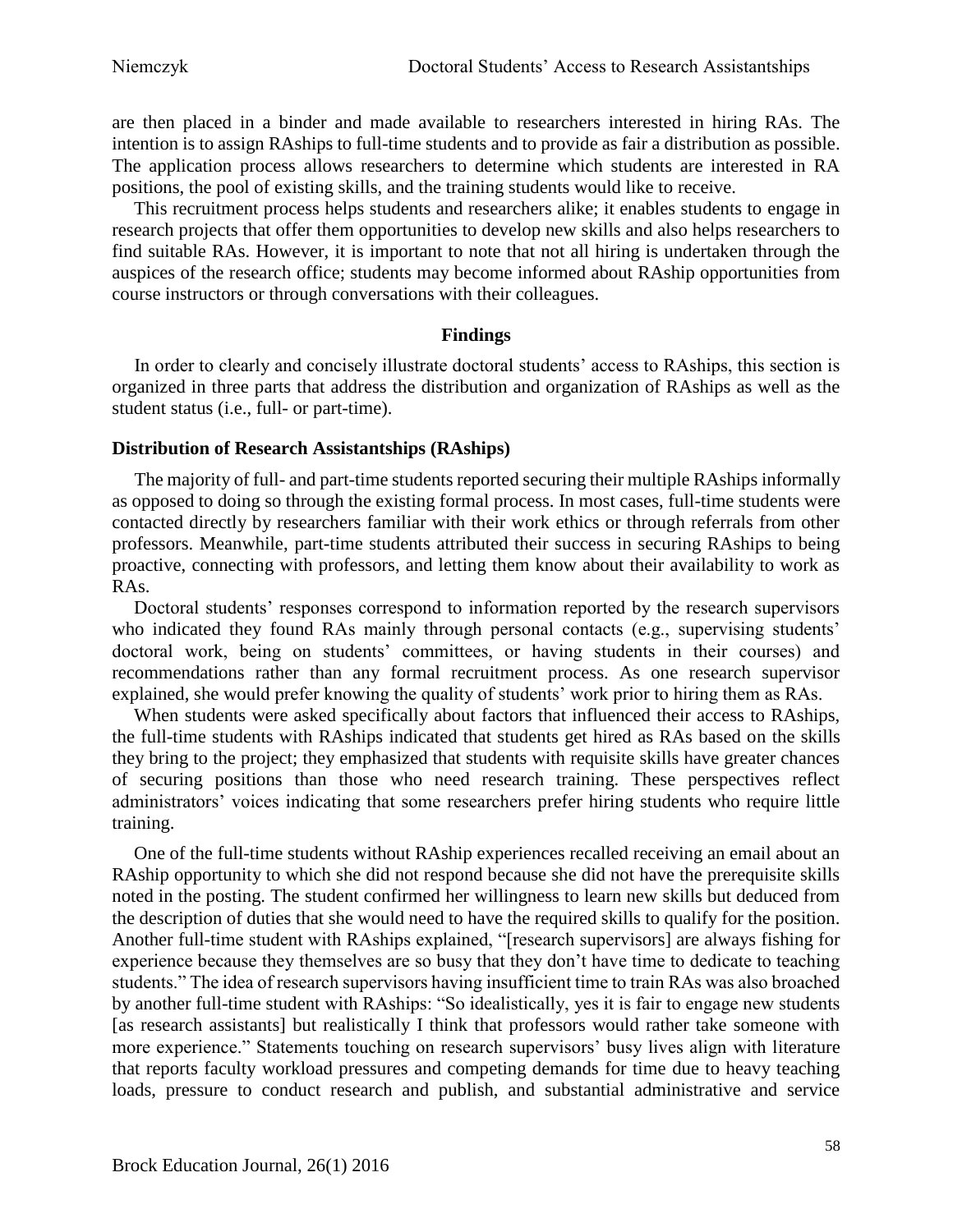are then placed in a binder and made available to researchers interested in hiring RAs. The intention is to assign RAships to full-time students and to provide as fair a distribution as possible. The application process allows researchers to determine which students are interested in RA positions, the pool of existing skills, and the training students would like to receive.

This recruitment process helps students and researchers alike; it enables students to engage in research projects that offer them opportunities to develop new skills and also helps researchers to find suitable RAs. However, it is important to note that not all hiring is undertaken through the auspices of the research office; students may become informed about RAship opportunities from course instructors or through conversations with their colleagues.

## Findings

In order to clearly and concisely illustrate doctoral students' access to RAships, this section is organized in three parts that address the distribution and organization of RAships as well as the student status (i.e., full- or part-time).

### Distribution of Research Assistantships (RAships)

The majority of full- and part-time students reported securing their multiple RAships informally as opposed to doing so through the existing formal process. In most cases, full-time students were contacted directly by researchers familiar with their work ethics or through referrals from other professors. Meanwhile, part-time students attributed their success in securing RAships to being proactive, connecting with professors, and letting them know about their availability to work as RAs.

Doctoral students' responses correspond to information reported by the research supervisors who indicated they found RAs mainly through personal contacts (e.g., supervising students' doctoral work, being on students' committees, or having students in their courses) and recommendations rather than any formal recruitment process. As one research supervisor explained, she would prefer knowing the quality of students' work prior to hiring them as RAs.

When students were asked specifically about factors that influenced their access to RAships, the full-time students with RAships indicated that students get hired as RAs based on the skills they bring to the project; they emphasized that students with requisite skills have greater chances of securing positions than those who need research training. These perspectives reflect administrators' voices indicating that some researchers prefer hiring students who require little training.

One of the full-time students without RAship experiences recalled receiving an email about an RAship opportunity to which she did not respond because she did not have the prerequisite skills noted in the posting. The student confirmed her willingness to learn new skills but deduced from the description of duties that she would need to have the required skills to qualify for the position. Another full-time student with RAships explained, "[research supervisors] are always fishing for experience because they themselves are so busy that they don't have time to dedicate to teaching students." The idea of research supervisors having insufficient time to train RAs was also broached by another full-time student with RAships: "So idealistically, yes it is fair to engage new students [as research assistants] but realistically I think that professors would rather take someone with more experience." Statements touching on research supervisors' busy lives align with literature that reports faculty workload pressures and competing demands for time due to heavy teaching loads, pressure to conduct research and publish, and substantial administrative and service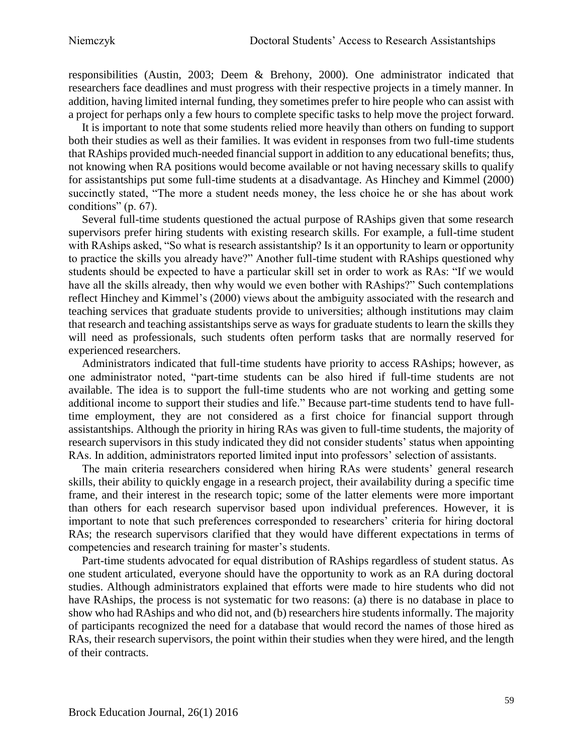responsibilities (Austin, 2003; Deem & Brehony, 2000). One administrator indicated that researchers face deadlines and must progress with their respective projects in a timely manner. In addition, having limited internal funding, they sometimes prefer to hire people who can assist with a project for perhaps only a few hours to complete specific tasks to help move the project forward.

It is important to note that some students relied more heavily than others on funding to support both their studies as well as their families. It was evident in responses from two full-time students that RAships provided much-needed financial support in addition to any educational benefits; thus, not knowing when RA positions would become available or not having necessary skills to qualify for assistantships put some full-time students at a disadvantage. As Hinchey and Kimmel (2000) succinctly stated, "The more a student needs money, the less choice he or she has about work conditions" (p. 67).

Several full-time students questioned the actual purpose of RAships given that some research supervisors prefer hiring students with existing research skills. For example, a full-time student with RAships asked, "So what is research assistantship? Is it an opportunity to learn or opportunity to practice the skills you already have?" Another full-time student with RAships questioned why students should be expected to have a particular skill set in order to work as RAs: "If we would have all the skills already, then why would we even bother with RAships?" Such contemplations reflect Hinchey and Kimmel's (2000) views about the ambiguity associated with the research and teaching services that graduate students provide to universities; although institutions may claim that research and teaching assistantships serve as ways for graduate students to learn the skills they will need as professionals, such students often perform tasks that are normally reserved for experienced researchers.

Administrators indicated that full-time students have priority to access RAships; however, as one administrator noted, "part-time students can be also hired if full-time students are not available. The idea is to support the full-time students who are not working and getting some additional income to support their studies and life." Because part-time students tend to have full-time employment, they are not considered as a first choice for financial support through assistantships. Although the priority in hiring RAs was given to full-time students, the majority of research supervisors in this study indicated they did not consider students' status when appointing RAs. In addition, administrators reported limited input into professors' selection of assistants.

The main criteria researchers considered when hiring RAs were students' general research skills, their ability to quickly engage in a research project, their availability during a specific time frame, and their interest in the research topic; some of the latter elements were more important than others for each research supervisor based upon individual preferences. However, it is important to note that such preferences corresponded to researchers' criteria for hiring doctoral RAs; the research supervisors clarified that they would have different expectations in terms of competencies and research training for master's students.

Part-time students advocated for equal distribution of RAships regardless of student status. As one student articulated, everyone should have the opportunity to work as an RA during doctoral studies. Although administrators explained that efforts were made to hire students who did not have RAships, the process is not systematic for two reasons: (a) there is no database in place to show who had RAships and who did not, and (b) researchers hire students informally. The majority of participants recognized the need for a database that would record the names of those hired as RAs, their research supervisors, the point within their studies when they were hired, and the length of their contracts.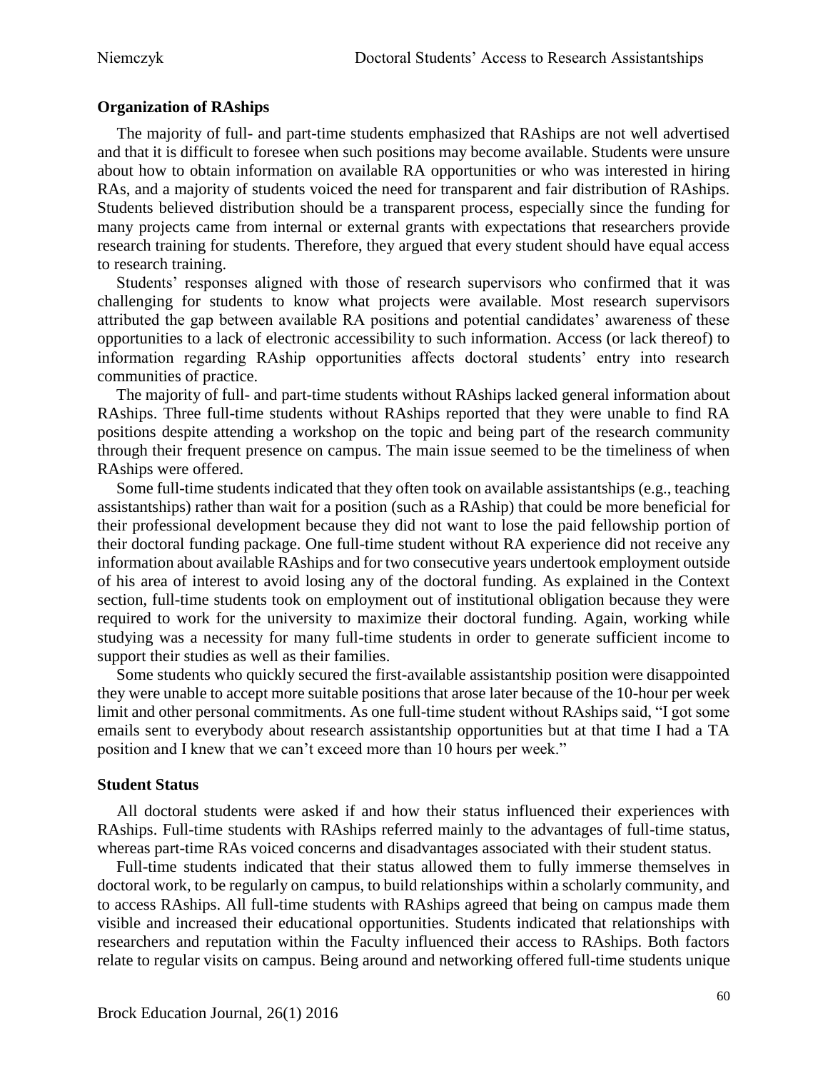### Organization of RAships

The majority of full- and part-time students emphasized that RAships are not well advertised and that it is difficult to foresee when such positions may become available. Students were unsure about how to obtain information on available RA opportunities or who was interested in hiring RAs, and a majority of students voiced the need for transparent and fair distribution of RAships. Students believed distribution should be a transparent process, especially since the funding for many projects came from internal or external grants with expectations that researchers provide research training for students. Therefore, they argued that every student should have equal access to research training.

Students' responses aligned with those of research supervisors who confirmed that it was challenging for students to know what projects were available. Most research supervisors attributed the gap between available RA positions and potential candidates' awareness of these opportunities to a lack of electronic accessibility to such information. Access (or lack thereof) to information regarding RAship opportunities affects doctoral students' entry into research communities of practice.

The majority of full- and part-time students without RAships lacked general information about RAships. Three full-time students without RAships reported that they were unable to find RA positions despite attending a workshop on the topic and being part of the research community through their frequent presence on campus. The main issue seemed to be the timeliness of when RAships were offered.

Some full-time students indicated that they often took on available assistantships (e.g., teaching assistantships) rather than wait for a position (such as a RAship) that could be more beneficial for their professional development because they did not want to lose the paid fellowship portion of their doctoral funding package. One full-time student without RA experience did not receive any information about available RAships and for two consecutive years undertook employment outside of his area of interest to avoid losing any of the doctoral funding. As explained in the Context section, full-time students took on employment out of institutional obligation because they were required to work for the university to maximize their doctoral funding. Again, working while studying was a necessity for many full-time students in order to generate sufficient income to support their studies as well as their families.

Some students who quickly secured the first-available assistantship position were disappointed they were unable to accept more suitable positions that arose later because of the 10-hour per week limit and other personal commitments. As one full-time student without RAships said, "I got some emails sent to everybody about research assistantship opportunities but at that time I had a TA position and I knew that we can't exceed more than 10 hours per week."

### Student Status

All doctoral students were asked if and how their status influenced their experiences with RAships. Full-time students with RAships referred mainly to the advantages of full-time status, whereas part-time RAs voiced concerns and disadvantages associated with their student status.

Full-time students indicated that their status allowed them to fully immerse themselves in doctoral work, to be regularly on campus, to build relationships within a scholarly community, and to access RAships. All full-time students with RAships agreed that being on campus made them visible and increased their educational opportunities. Students indicated that relationships with researchers and reputation within the Faculty influenced their access to RAships. Both factors relate to regular visits on campus. Being around and networking offered full-time students unique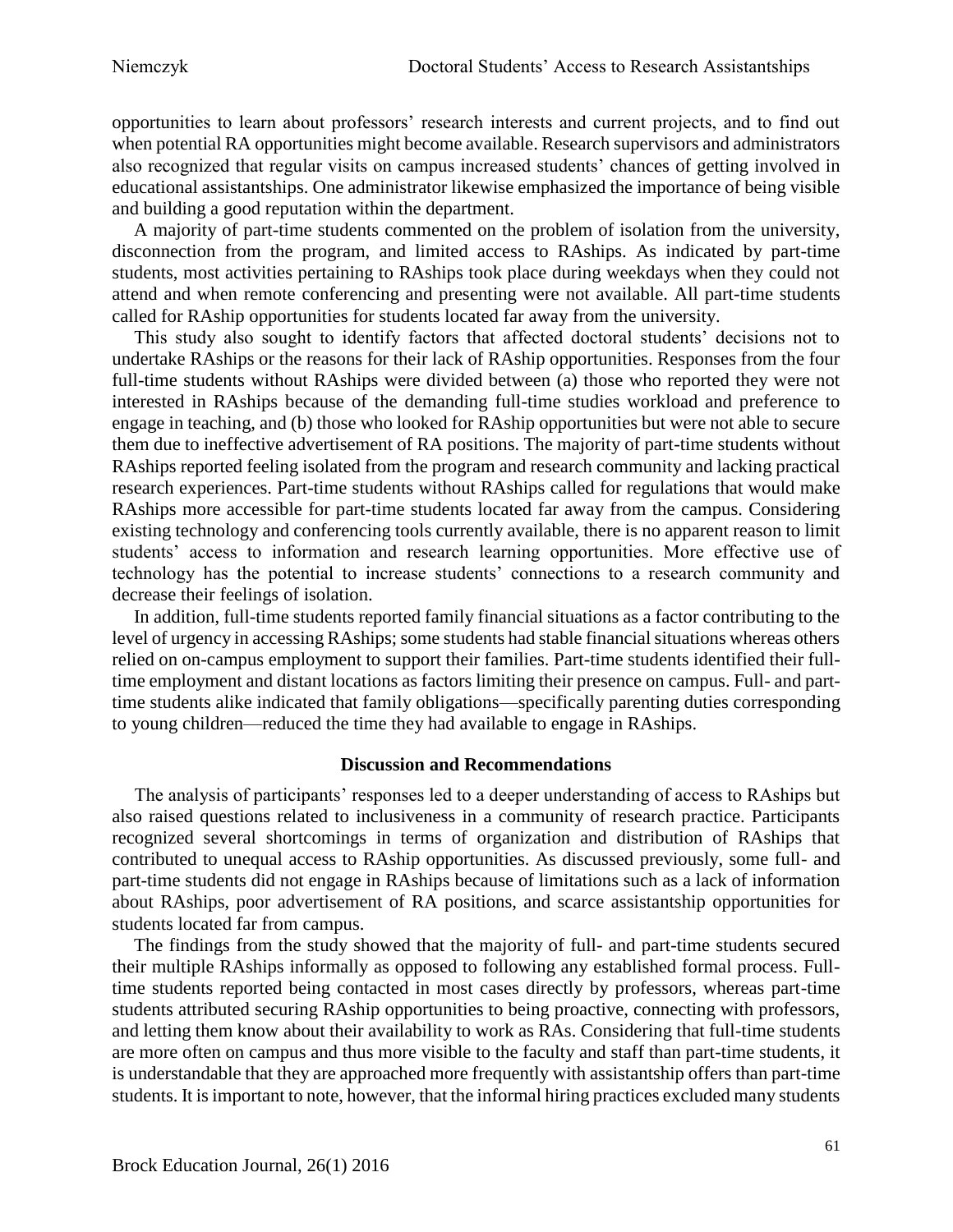opportunities to learn about professors' research interests and current projects, and to find out when potential RA opportunities might become available. Research supervisors and administrators also recognized that regular visits on campus increased students' chances of getting involved in educational assistantships. One administrator likewise emphasized the importance of being visible and building a good reputation within the department.

A majority of part-time students commented on the problem of isolation from the university, disconnection from the program, and limited access to RAships. As indicated by part-time students, most activities pertaining to RAships took place during weekdays when they could not attend and when remote conferencing and presenting were not available. All part-time students called for RAship opportunities for students located far away from the university.

This study also sought to identify factors that affected doctoral students' decisions not to undertake RAships or the reasons for their lack of RAship opportunities. Responses from the four full-time students without RAships were divided between (a) those who reported they were not interested in RAships because of the demanding full-time studies workload and preference to engage in teaching, and (b) those who looked for RAship opportunities but were not able to secure them due to ineffective advertisement of RA positions. The majority of part-time students without RAships reported feeling isolated from the program and research community and lacking practical research experiences. Part-time students without RAships called for regulations that would make RAships more accessible for part-time students located far away from the campus. Considering existing technology and conferencing tools currently available, there is no apparent reason to limit students' access to information and research learning opportunities. More effective use of technology has the potential to increase students' connections to a research community and decrease their feelings of isolation.

In addition, full-time students reported family financial situations as a factor contributing to the level of urgency in accessing RAships; some students had stable financial situations whereas others relied on on-campus employment to support their families. Part-time students identified their full-time employment and distant locations as factors limiting their presence on campus. Full- and part-time students alike indicated that family obligations—specifically parenting duties corresponding to young children—reduced the time they had available to engage in RAships.

## Discussion and Recommendations

The analysis of participants' responses led to a deeper understanding of access to RAships but also raised questions related to inclusiveness in a community of research practice. Participants recognized several shortcomings in terms of organization and distribution of RAships that contributed to unequal access to RAship opportunities. As discussed previously, some full- and part-time students did not engage in RAships because of limitations such as a lack of information about RAships, poor advertisement of RA positions, and scarce assistantship opportunities for students located far from campus.

The findings from the study showed that the majority of full- and part-time students secured their multiple RAships informally as opposed to following any established formal process. Full-time students reported being contacted in most cases directly by professors, whereas part-time students attributed securing RAship opportunities to being proactive, connecting with professors, and letting them know about their availability to work as RAs. Considering that full-time students are more often on campus and thus more visible to the faculty and staff than part-time students, it is understandable that they are approached more frequently with assistantship offers than part-time students. It is important to note, however, that the informal hiring practices excluded many students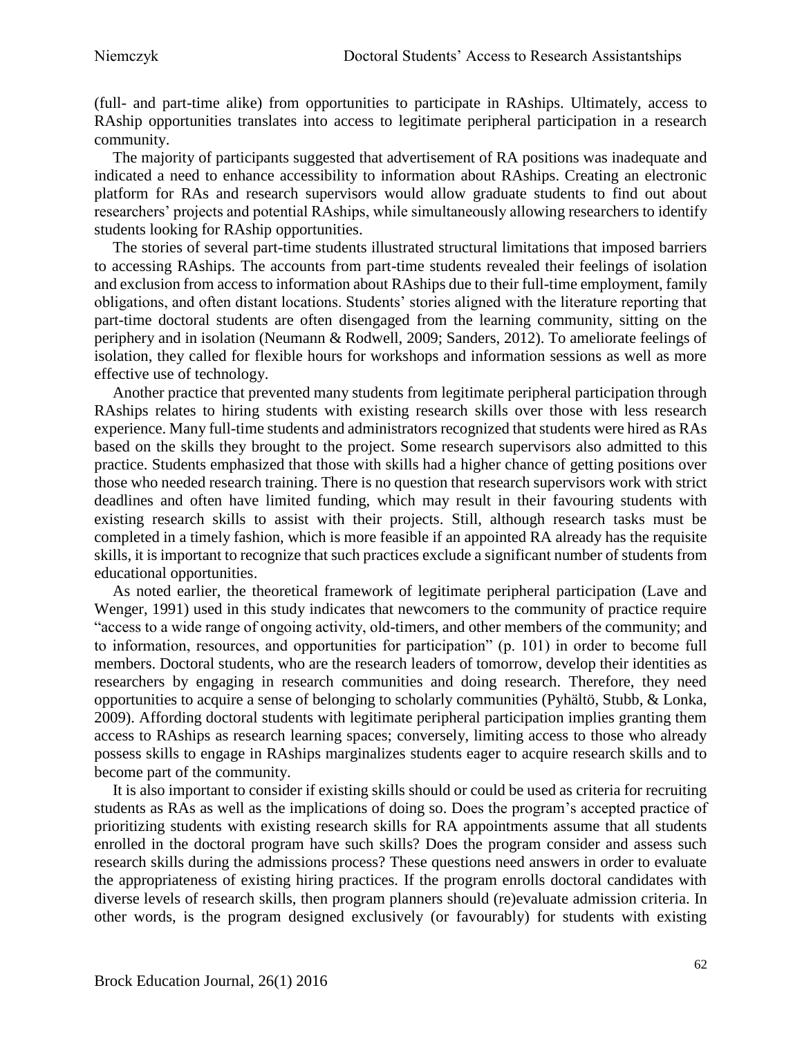(full- and part-time alike) from opportunities to participate in RAships. Ultimately, access to RAship opportunities translates into access to legitimate peripheral participation in a research community.

The majority of participants suggested that advertisement of RA positions was inadequate and indicated a need to enhance accessibility to information about RAships. Creating an electronic platform for RAs and research supervisors would allow graduate students to find out about researchers' projects and potential RAships, while simultaneously allowing researchers to identify students looking for RAship opportunities.

The stories of several part-time students illustrated structural limitations that imposed barriers to accessing RAships. The accounts from part-time students revealed their feelings of isolation and exclusion from access to information about RAships due to their full-time employment, family obligations, and often distant locations. Students' stories aligned with the literature reporting that part-time doctoral students are often disengaged from the learning community, sitting on the periphery and in isolation (Neumann & Rodwell, 2009; Sanders, 2012). To ameliorate feelings of isolation, they called for flexible hours for workshops and information sessions as well as more effective use of technology.

Another practice that prevented many students from legitimate peripheral participation through RAships relates to hiring students with existing research skills over those with less research experience. Many full-time students and administrators recognized that students were hired as RAs based on the skills they brought to the project. Some research supervisors also admitted to this practice. Students emphasized that those with skills had a higher chance of getting positions over those who needed research training. There is no question that research supervisors work with strict deadlines and often have limited funding, which may result in their favouring students with existing research skills to assist with their projects. Still, although research tasks must be completed in a timely fashion, which is more feasible if an appointed RA already has the requisite skills, it is important to recognize that such practices exclude a significant number of students from educational opportunities.

As noted earlier, the theoretical framework of legitimate peripheral participation (Lave and Wenger, 1991) used in this study indicates that newcomers to the community of practice require "access to a wide range of ongoing activity, old-timers, and other members of the community; and to information, resources, and opportunities for participation" (p. 101) in order to become full members. Doctoral students, who are the research leaders of tomorrow, develop their identities as researchers by engaging in research communities and doing research. Therefore, they need opportunities to acquire a sense of belonging to scholarly communities (Pyhältö, Stubb, & Lonka, 2009). Affording doctoral students with legitimate peripheral participation implies granting them access to RAships as research learning spaces; conversely, limiting access to those who already possess skills to engage in RAships marginalizes students eager to acquire research skills and to become part of the community.

It is also important to consider if existing skills should or could be used as criteria for recruiting students as RAs as well as the implications of doing so. Does the program's accepted practice of prioritizing students with existing research skills for RA appointments assume that all students enrolled in the doctoral program have such skills? Does the program consider and assess such research skills during the admissions process? These questions need answers in order to evaluate the appropriateness of existing hiring practices. If the program enrolls doctoral candidates with diverse levels of research skills, then program planners should (re)evaluate admission criteria. In other words, is the program designed exclusively (or favourably) for students with existing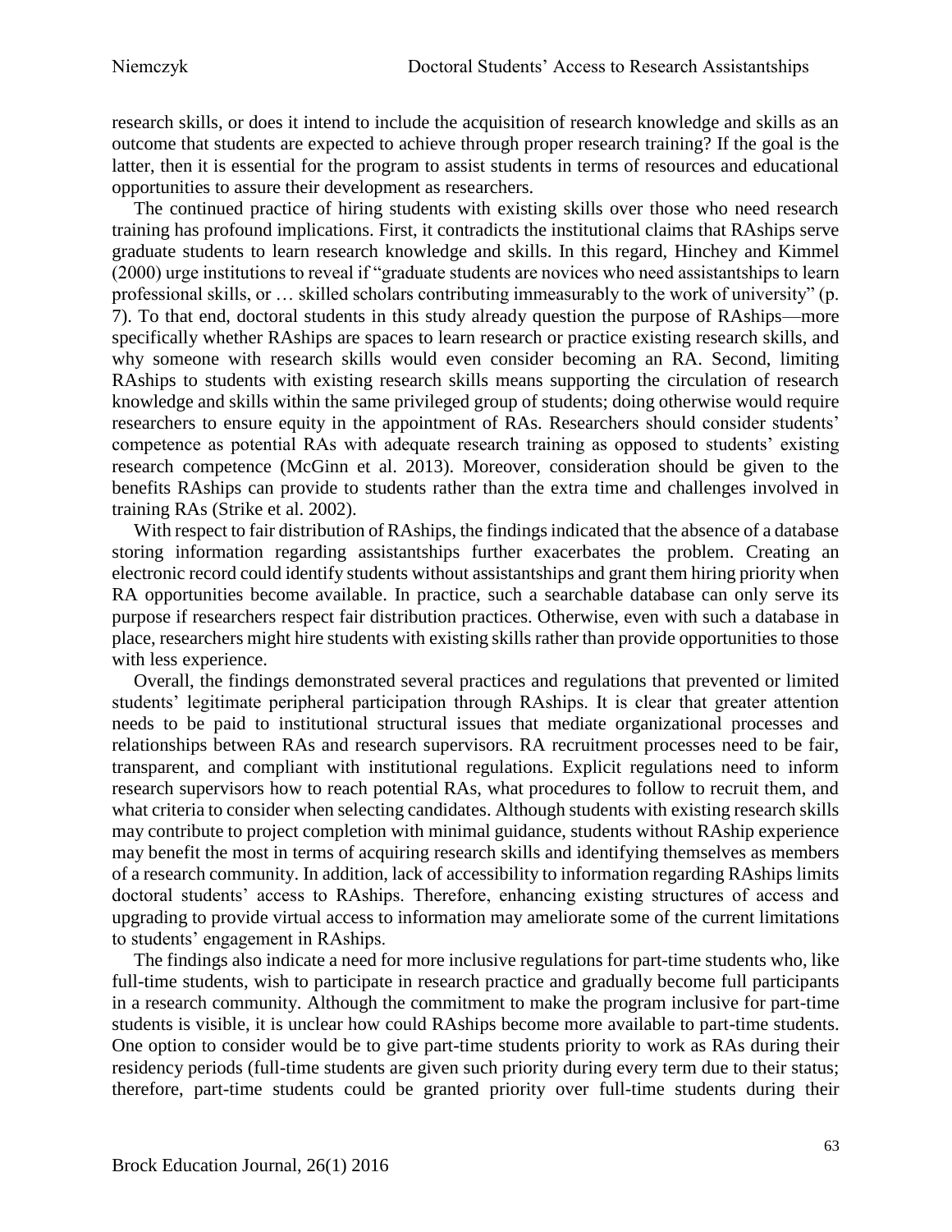research skills, or does it intend to include the acquisition of research knowledge and skills as an outcome that students are expected to achieve through proper research training? If the goal is the latter, then it is essential for the program to assist students in terms of resources and educational opportunities to assure their development as researchers.

The continued practice of hiring students with existing skills over those who need research training has profound implications. First, it contradicts the institutional claims that RAships serve graduate students to learn research knowledge and skills. In this regard, Hinchey and Kimmel (2000) urge institutions to reveal if "graduate students are novices who need assistantships to learn professional skills, or … skilled scholars contributing immeasurably to the work of university" (p. 7). To that end, doctoral students in this study already question the purpose of RAships—more specifically whether RAships are spaces to learn research or practice existing research skills, and why someone with research skills would even consider becoming an RA. Second, limiting RAships to students with existing research skills means supporting the circulation of research knowledge and skills within the same privileged group of students; doing otherwise would require researchers to ensure equity in the appointment of RAs. Researchers should consider students' competence as potential RAs with adequate research training as opposed to students' existing research competence (McGinn et al. 2013). Moreover, consideration should be given to the benefits RAships can provide to students rather than the extra time and challenges involved in training RAs (Strike et al. 2002).

With respect to fair distribution of RAships, the findings indicated that the absence of a database storing information regarding assistantships further exacerbates the problem. Creating an electronic record could identify students without assistantships and grant them hiring priority when RA opportunities become available. In practice, such a searchable database can only serve its purpose if researchers respect fair distribution practices. Otherwise, even with such a database in place, researchers might hire students with existing skills rather than provide opportunities to those with less experience.

Overall, the findings demonstrated several practices and regulations that prevented or limited students' legitimate peripheral participation through RAships. It is clear that greater attention needs to be paid to institutional structural issues that mediate organizational processes and relationships between RAs and research supervisors. RA recruitment processes need to be fair, transparent, and compliant with institutional regulations. Explicit regulations need to inform research supervisors how to reach potential RAs, what procedures to follow to recruit them, and what criteria to consider when selecting candidates. Although students with existing research skills may contribute to project completion with minimal guidance, students without RAship experience may benefit the most in terms of acquiring research skills and identifying themselves as members of a research community. In addition, lack of accessibility to information regarding RAships limits doctoral students' access to RAships. Therefore, enhancing existing structures of access and upgrading to provide virtual access to information may ameliorate some of the current limitations to students' engagement in RAships.

The findings also indicate a need for more inclusive regulations for part-time students who, like full-time students, wish to participate in research practice and gradually become full participants in a research community. Although the commitment to make the program inclusive for part-time students is visible, it is unclear how could RAships become more available to part-time students. One option to consider would be to give part-time students priority to work as RAs during their residency periods (full-time students are given such priority during every term due to their status; therefore, part-time students could be granted priority over full-time students during their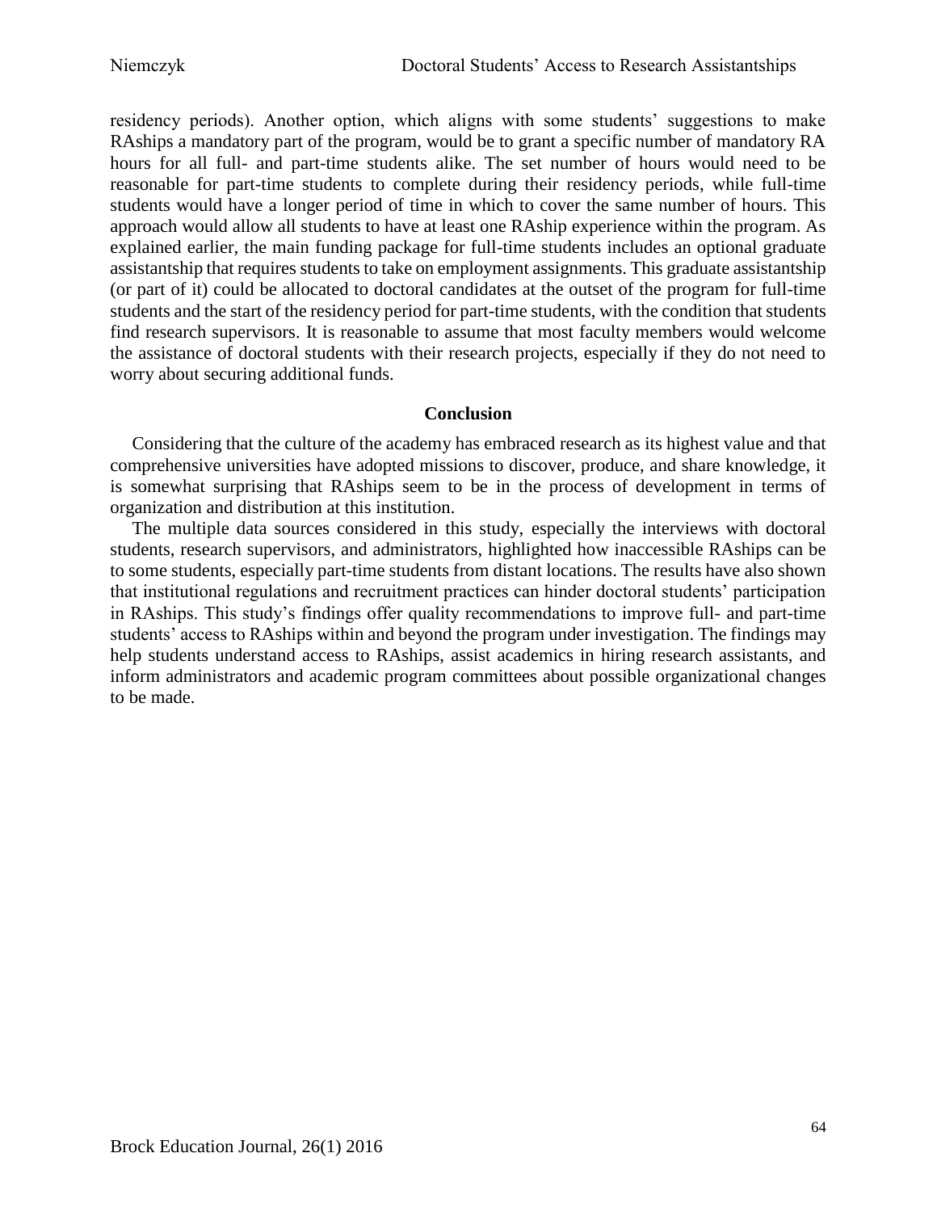residency periods). Another option, which aligns with some students' suggestions to make RAships a mandatory part of the program, would be to grant a specific number of mandatory RA hours for all full- and part-time students alike. The set number of hours would need to be reasonable for part-time students to complete during their residency periods, while full-time students would have a longer period of time in which to cover the same number of hours. This approach would allow all students to have at least one RAship experience within the program. As explained earlier, the main funding package for full-time students includes an optional graduate assistantship that requires students to take on employment assignments. This graduate assistantship (or part of it) could be allocated to doctoral candidates at the outset of the program for full-time students and the start of the residency period for part-time students, with the condition that students find research supervisors. It is reasonable to assume that most faculty members would welcome the assistance of doctoral students with their research projects, especially if they do not need to worry about securing additional funds.

## Conclusion

Considering that the culture of the academy has embraced research as its highest value and that comprehensive universities have adopted missions to discover, produce, and share knowledge, it is somewhat surprising that RAships seem to be in the process of development in terms of organization and distribution at this institution.

The multiple data sources considered in this study, especially the interviews with doctoral students, research supervisors, and administrators, highlighted how inaccessible RAships can be to some students, especially part-time students from distant locations. The results have also shown that institutional regulations and recruitment practices can hinder doctoral students' participation in RAships. This study's findings offer quality recommendations to improve full- and part-time students' access to RAships within and beyond the program under investigation. The findings may help students understand access to RAships, assist academics in hiring research assistants, and inform administrators and academic program committees about possible organizational changes to be made.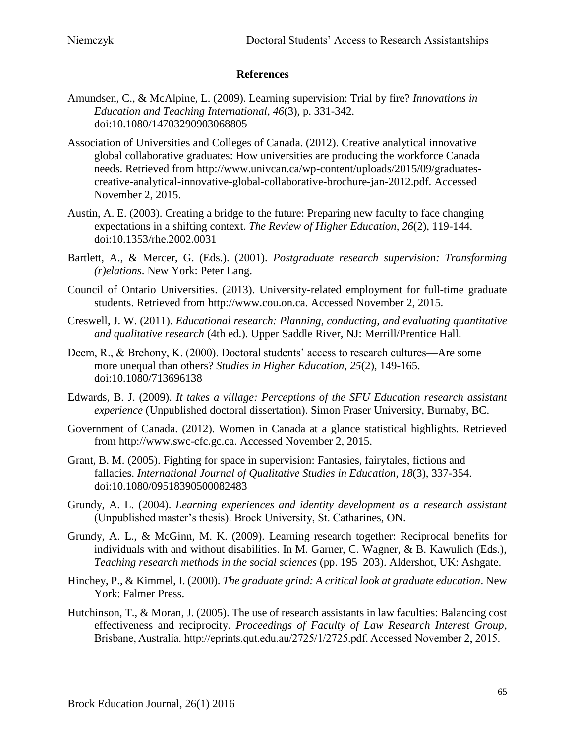## References

Amundsen, C., & McAlpine, L. (2009). Learning supervision: Trial by fire? *Innovations in Education and Teaching International*, *46*(3), p. 331-342. doi:10.1080/14703290903068805

Association of Universities and Colleges of Canada. (2012). Creative analytical innovative global collaborative graduates: How universities are producing the workforce Canada needs. Retrieved from http://www.univcan.ca/wp-content/uploads/2015/09/graduates-creative-analytical-innovative-global-collaborative-brochure-jan-2012.pdf. Accessed November 2, 2015.

Austin, A. E. (2003). Creating a bridge to the future: Preparing new faculty to face changing expectations in a shifting context. *The Review of Higher Education*, *26*(2), 119-144. doi:10.1353/rhe.2002.0031

Bartlett, A., & Mercer, G. (Eds.). (2001). *Postgraduate research supervision: Transforming (r)elations*. New York: Peter Lang.

Council of Ontario Universities. (2013). University-related employment for full-time graduate students. Retrieved from http://www.cou.on.ca. Accessed November 2, 2015.

Creswell, J. W. (2011). *Educational research: Planning, conducting, and evaluating quantitative and qualitative research* (4th ed.). Upper Saddle River, NJ: Merrill/Prentice Hall.

Deem, R., & Brehony, K. (2000). Doctoral students' access to research cultures—Are some more unequal than others? *Studies in Higher Education*, *25*(2), 149-165. doi:10.1080/713696138

Edwards, B. J. (2009). *It takes a village: Perceptions of the SFU Education research assistant experience* (Unpublished doctoral dissertation). Simon Fraser University, Burnaby, BC.

Government of Canada. (2012). Women in Canada at a glance statistical highlights. Retrieved from http://www.swc-cfc.gc.ca. Accessed November 2, 2015.

Grant, B. M. (2005). Fighting for space in supervision: Fantasies, fairytales, fictions and fallacies. *International Journal of Qualitative Studies in Education*, *18*(3), 337-354. doi:10.1080/09518390500082483

Grundy, A. L. (2004). *Learning experiences and identity development as a research assistant* (Unpublished master's thesis). Brock University, St. Catharines, ON.

Grundy, A. L., & McGinn, M. K. (2009). Learning research together: Reciprocal benefits for individuals with and without disabilities. In M. Garner, C. Wagner, & B. Kawulich (Eds.), *Teaching research methods in the social sciences* (pp. 195–203). Aldershot, UK: Ashgate.

Hinchey, P., & Kimmel, I. (2000). *The graduate grind: A critical look at graduate education*. New York: Falmer Press.

Hutchinson, T., & Moran, J. (2005). The use of research assistants in law faculties: Balancing cost effectiveness and reciprocity. *Proceedings of Faculty of Law Research Interest Group*, Brisbane, Australia. http://eprints.qut.edu.au/2725/1/2725.pdf. Accessed November 2, 2015.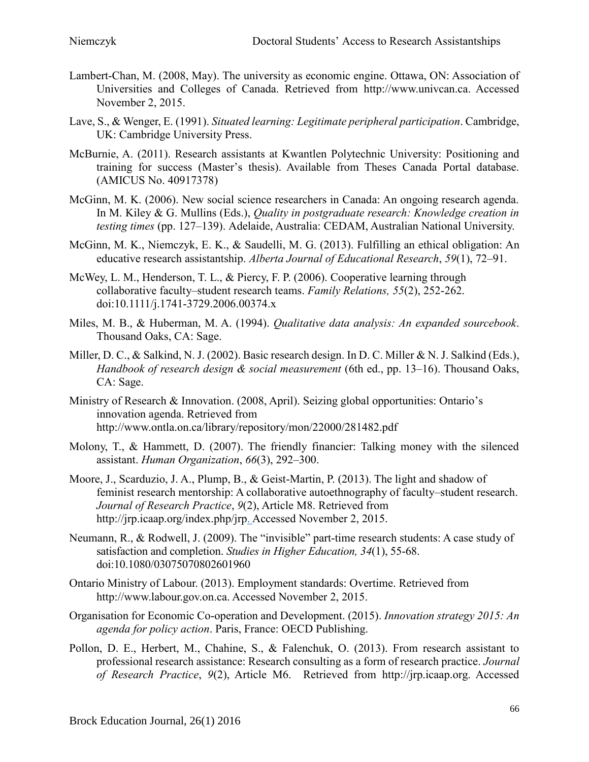Lambert-Chan, M. (2008, May). The university as economic engine. Ottawa, ON: Association of Universities and Colleges of Canada. Retrieved from http://www.univcan.ca. Accessed November 2, 2015.

Lave, S., & Wenger, E. (1991). *Situated learning: Legitimate peripheral participation*. Cambridge, UK: Cambridge University Press.

McBurnie, A. (2011). Research assistants at Kwantlen Polytechnic University: Positioning and training for success (Master's thesis). Available from Theses Canada Portal database. (AMICUS No. 40917378)

McGinn, M. K. (2006). New social science researchers in Canada: An ongoing research agenda. In M. Kiley & G. Mullins (Eds.), *Quality in postgraduate research: Knowledge creation in testing times* (pp. 127–139). Adelaide, Australia: CEDAM, Australian National University.

McGinn, M. K., Niemczyk, E. K., & Saudelli, M. G. (2013). Fulfilling an ethical obligation: An educative research assistantship. *Alberta Journal of Educational Research*, *59*(1), 72–91.

McWey, L. M., Henderson, T. L., & Piercy, F. P. (2006). Cooperative learning through collaborative faculty–student research teams. *Family Relations, 55*(2), 252-262. doi:10.1111/j.1741-3729.2006.00374.x

Miles, M. B., & Huberman, M. A. (1994). *Qualitative data analysis: An expanded sourcebook*. Thousand Oaks, CA: Sage.

Miller, D. C., & Salkind, N. J. (2002). Basic research design. In D. C. Miller & N. J. Salkind (Eds.), *Handbook of research design & social measurement* (6th ed., pp. 13–16). Thousand Oaks, CA: Sage.

Ministry of Research & Innovation. (2008, April). Seizing global opportunities: Ontario's innovation agenda. Retrieved from http://www.ontla.on.ca/library/repository/mon/22000/281482.pdf

Molony, T., & Hammett, D. (2007). The friendly financier: Talking money with the silenced assistant. *Human Organization*, *66*(3), 292–300.

Moore, J., Scarduzio, J. A., Plump, B., & Geist-Martin, P. (2013). The light and shadow of feminist research mentorship: A collaborative autoethnography of faculty–student research. *Journal of Research Practice*, *9*(2), Article M8. Retrieved from http://jrp.icaap.org/index.php/jrp. Accessed November 2, 2015.

Neumann, R., & Rodwell, J. (2009). The "invisible" part-time research students: A case study of satisfaction and completion. *Studies in Higher Education, 34*(1), 55-68. doi:10.1080/03075070802601960

Ontario Ministry of Labour. (2013). Employment standards: Overtime. Retrieved from http://www.labour.gov.on.ca. Accessed November 2, 2015.

Organisation for Economic Co-operation and Development. (2015). *Innovation strategy 2015: An agenda for policy action*. Paris, France: OECD Publishing.

Pollon, D. E., Herbert, M., Chahine, S., & Falenchuk, O. (2013). From research assistant to professional research assistance: Research consulting as a form of research practice. *Journal of Research Practice*, *9*(2), Article M6. Retrieved from http://jrp.icaap.org. Accessed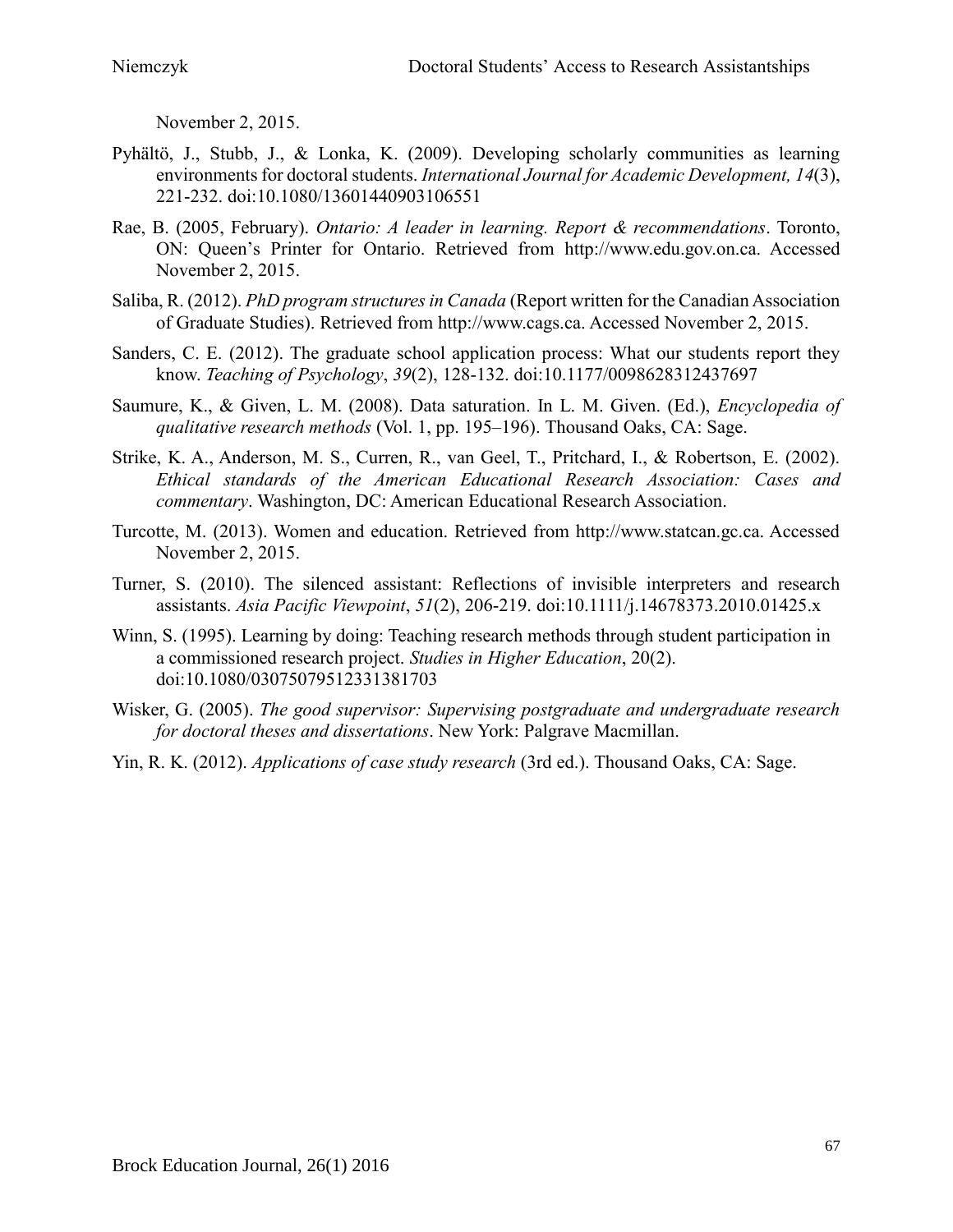November 2, 2015.

Pyhältö, J., Stubb, J., & Lonka, K. (2009). Developing scholarly communities as learning environments for doctoral students. *International Journal for Academic Development, 14*(3), 221-232. doi:10.1080/13601440903106551

Rae, B. (2005, February). *Ontario: A leader in learning. Report & recommendations*. Toronto, ON: Queen's Printer for Ontario. Retrieved from http://www.edu.gov.on.ca. Accessed November 2, 2015.

Saliba, R. (2012). *PhD program structures in Canada* (Report written for the Canadian Association of Graduate Studies). Retrieved from http://www.cags.ca. Accessed November 2, 2015.

Sanders, C. E. (2012). The graduate school application process: What our students report they know. *Teaching of Psychology*, *39*(2), 128-132. doi:10.1177/0098628312437697

Saumure, K., & Given, L. M. (2008). Data saturation. In L. M. Given. (Ed.), *Encyclopedia of qualitative research methods* (Vol. 1, pp. 195–196). Thousand Oaks, CA: Sage.

Strike, K. A., Anderson, M. S., Curren, R., van Geel, T., Pritchard, I., & Robertson, E. (2002). *Ethical standards of the American Educational Research Association: Cases and commentary*. Washington, DC: American Educational Research Association.

Turcotte, M. (2013). Women and education. Retrieved from http://www.statcan.gc.ca. Accessed November 2, 2015.

Turner, S. (2010). The silenced assistant: Reflections of invisible interpreters and research assistants. *Asia Pacific Viewpoint*, *51*(2), 206-219. doi:10.1111/j.14678373.2010.01425.x

Winn, S. (1995). Learning by doing: Teaching research methods through student participation in a commissioned research project. *Studies in Higher Education*, 20(2). doi:10.1080/03075079512331381703

Wisker, G. (2005). *The good supervisor: Supervising postgraduate and undergraduate research for doctoral theses and dissertations*. New York: Palgrave Macmillan.

Yin, R. K. (2012). *Applications of case study research* (3rd ed.). Thousand Oaks, CA: Sage.